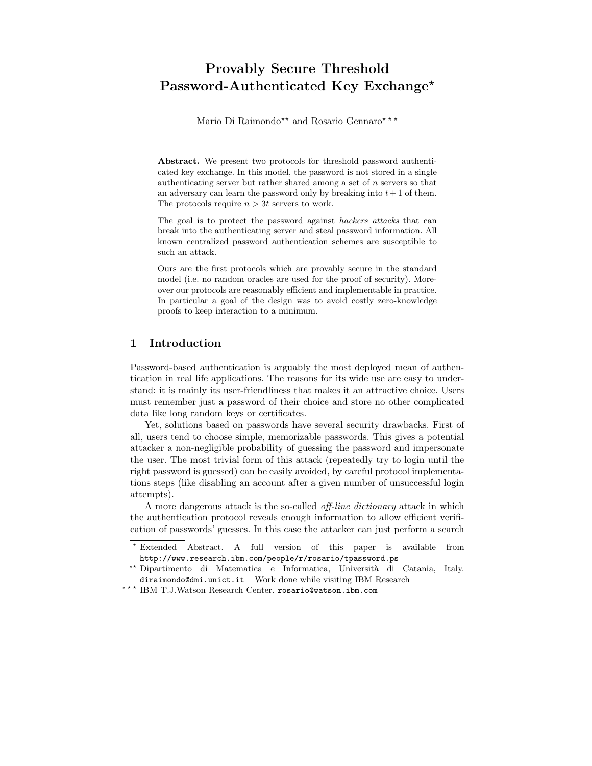# Provably Secure Threshold Password-Authenticated Key Exchange*

Mario Di Raimondo** and Rosario Gennaro***

**Abstract.** We present two protocols for threshold password authenticated key exchange. In this model, the password is not stored in a single authenticating server but rather shared among a set of $n$ servers so that an adversary can learn the password only by breaking into $t+1$ of them. The protocols require $n > 3t$ servers to work.

The goal is to protect the password against *hackers attacks* that can break into the authenticating server and steal password information. All known centralized password authentication schemes are susceptible to such an attack.

Ours are the first protocols which are provably secure in the standard model (i.e. no random oracles are used for the proof of security). Moreover our protocols are reasonably efficient and implementable in practice. In particular a goal of the design was to avoid costly zero-knowledge proofs to keep interaction to a minimum.

## 1 Introduction

Password-based authentication is arguably the most deployed mean of authentication in real life applications. The reasons for its wide use are easy to understand: it is mainly its user-friendliness that makes it an attractive choice. Users must remember just a password of their choice and store no other complicated data like long random keys or certificates.

Yet, solutions based on passwords have several security drawbacks. First of all, users tend to choose simple, memorizable passwords. This gives a potential attacker a non-negligible probability of guessing the password and impersonate the user. The most trivial form of this attack (repeatedly try to login until the right password is guessed) can be easily avoided, by careful protocol implementations steps (like disabling an account after a given number of unsuccessful login attempts).

A more dangerous attack is the so-called *off-line dictionary* attack in which the authentication protocol reveals enough information to allow efficient verification of passwords' guesses. In this case the attacker can just perform a search

---

\* Extended Abstract. A full version of this paper is available from http://www.research.ibm.com/people/r/rosario/tpassword.ps

\*\* Dipartimento di Matematica e Informatica, Università di Catania, Italy. diraimondo@dmi.unict.it – Work done while visiting IBM Research

\*\*\* IBM T.J.Watson Research Center. rosario@watson.ibm.com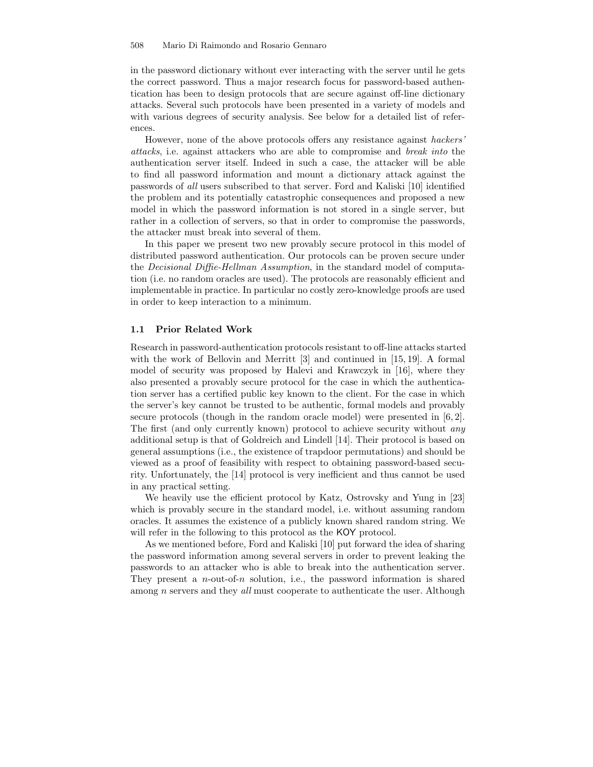in the password dictionary without ever interacting with the server until he gets the correct password. Thus a major research focus for password-based authentication has been to design protocols that are secure against off-line dictionary attacks. Several such protocols have been presented in a variety of models and with various degrees of security analysis. See below for a detailed list of references.

However, none of the above protocols offers any resistance against *hackers' attacks*, i.e. against attackers who are able to compromise and *break into* the authentication server itself. Indeed in such a case, the attacker will be able to find all password information and mount a dictionary attack against the passwords of *all* users subscribed to that server. Ford and Kaliski [10] identified the problem and its potentially catastrophic consequences and proposed a new model in which the password information is not stored in a single server, but rather in a collection of servers, so that in order to compromise the passwords, the attacker must break into several of them.

In this paper we present two new provably secure protocol in this model of distributed password authentication. Our protocols can be proven secure under the *Decisional Diffie-Hellman Assumption*, in the standard model of computation (i.e. no random oracles are used). The protocols are reasonably efficient and implementable in practice. In particular no costly zero-knowledge proofs are used in order to keep interaction to a minimum.

### 1.1 Prior Related Work

Research in password-authentication protocols resistant to off-line attacks started with the work of Bellovin and Merritt [3] and continued in [15, 19]. A formal model of security was proposed by Halevi and Krawczyk in [16], where they also presented a provably secure protocol for the case in which the authentication server has a certified public key known to the client. For the case in which the server's key cannot be trusted to be authentic, formal models and provably secure protocols (though in the random oracle model) were presented in [6, 2]. The first (and only currently known) protocol to achieve security without *any* additional setup is that of Goldreich and Lindell [14]. Their protocol is based on general assumptions (i.e., the existence of trapdoor permutations) and should be viewed as a proof of feasibility with respect to obtaining password-based security. Unfortunately, the [14] protocol is very inefficient and thus cannot be used in any practical setting.

We heavily use the efficient protocol by Katz, Ostrovsky and Yung in [23] which is provably secure in the standard model, i.e. without assuming random oracles. It assumes the existence of a publicly known shared random string. We will refer in the following to this protocol as the KOY protocol.

As we mentioned before, Ford and Kaliski [10] put forward the idea of sharing the password information among several servers in order to prevent leaking the passwords to an attacker who is able to break into the authentication server. They present a $n$-out-of-$n$ solution, i.e., the password information is shared among $n$ servers and they *all* must cooperate to authenticate the user. Although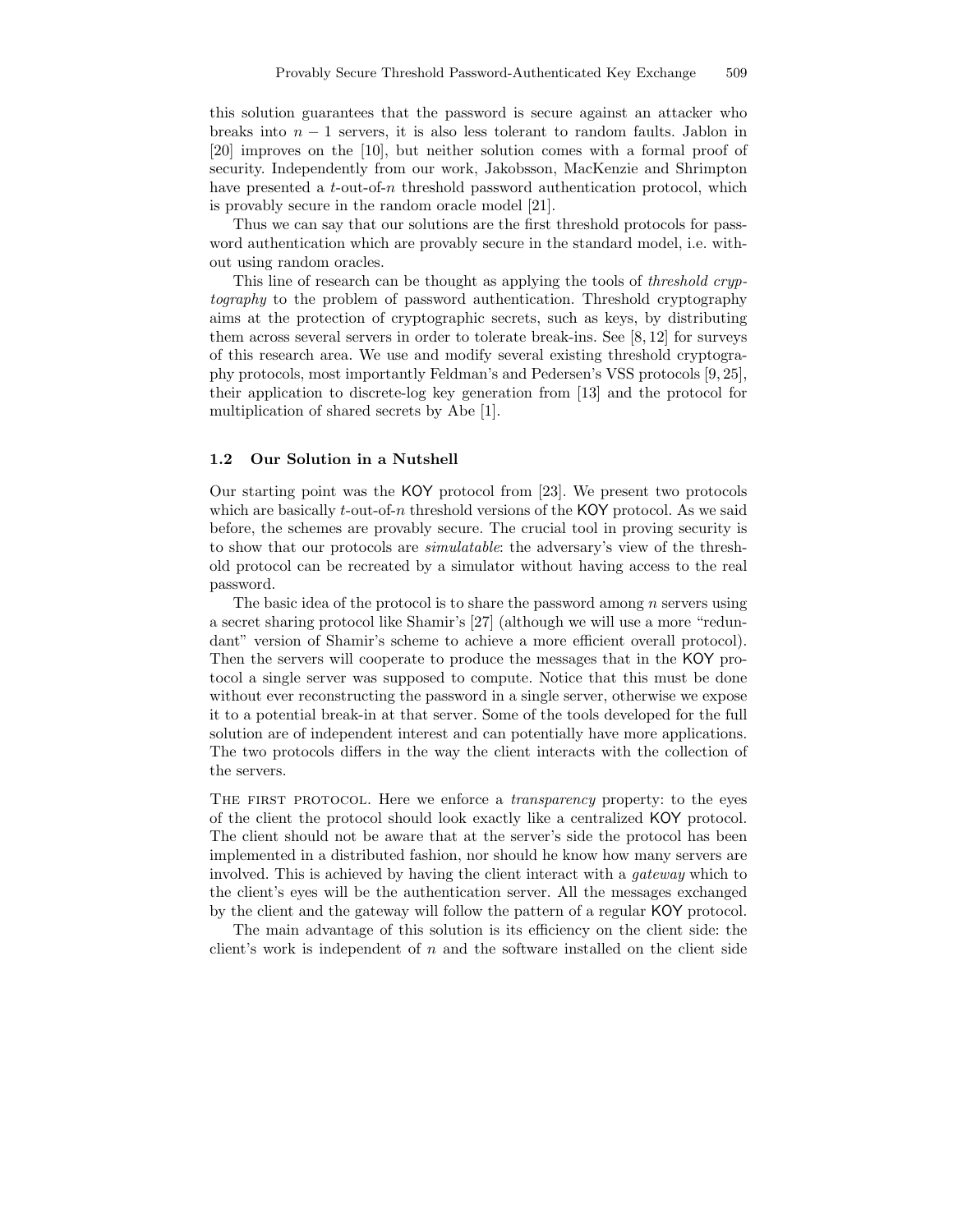this solution guarantees that the password is secure against an attacker who breaks into $n - 1$ servers, it is also less tolerant to random faults. Jablon in [20] improves on the [10], but neither solution comes with a formal proof of security. Independently from our work, Jakobsson, MacKenzie and Shrimpton have presented a $t$-out-of-$n$ threshold password authentication protocol, which is provably secure in the random oracle model [21].

Thus we can say that our solutions are the first threshold protocols for password authentication which are provably secure in the standard model, i.e. without using random oracles.

This line of research can be thought as applying the tools of *threshold cryptography* to the problem of password authentication. Threshold cryptography aims at the protection of cryptographic secrets, such as keys, by distributing them across several servers in order to tolerate break-ins. See [8, 12] for surveys of this research area. We use and modify several existing threshold cryptography protocols, most importantly Feldman's and Pedersen's VSS protocols [9, 25], their application to discrete-log key generation from [13] and the protocol for multiplication of shared secrets by Abe [1].

### 1.2 Our Solution in a Nutshell

Our starting point was the KOY protocol from [23]. We present two protocols which are basically $t$-out-of-$n$ threshold versions of the KOY protocol. As we said before, the schemes are provably secure. The crucial tool in proving security is to show that our protocols are *simulatable*: the adversary's view of the threshold protocol can be recreated by a simulator without having access to the real password.

The basic idea of the protocol is to share the password among $n$ servers using a secret sharing protocol like Shamir's [27] (although we will use a more "redundant" version of Shamir's scheme to achieve a more efficient overall protocol). Then the servers will cooperate to produce the messages that in the KOY protocol a single server was supposed to compute. Notice that this must be done without ever reconstructing the password in a single server, otherwise we expose it to a potential break-in at that server. Some of the tools developed for the full solution are of independent interest and can potentially have more applications. The two protocols differs in the way the client interacts with the collection of the servers.

THE FIRST PROTOCOL. Here we enforce a *transparency* property: to the eyes of the client the protocol should look exactly like a centralized KOY protocol. The client should not be aware that at the server's side the protocol has been implemented in a distributed fashion, nor should he know how many servers are involved. This is achieved by having the client interact with a *gateway* which to the client's eyes will be the authentication server. All the messages exchanged by the client and the gateway will follow the pattern of a regular KOY protocol.

The main advantage of this solution is its efficiency on the client side: the client's work is independent of $n$ and the software installed on the client side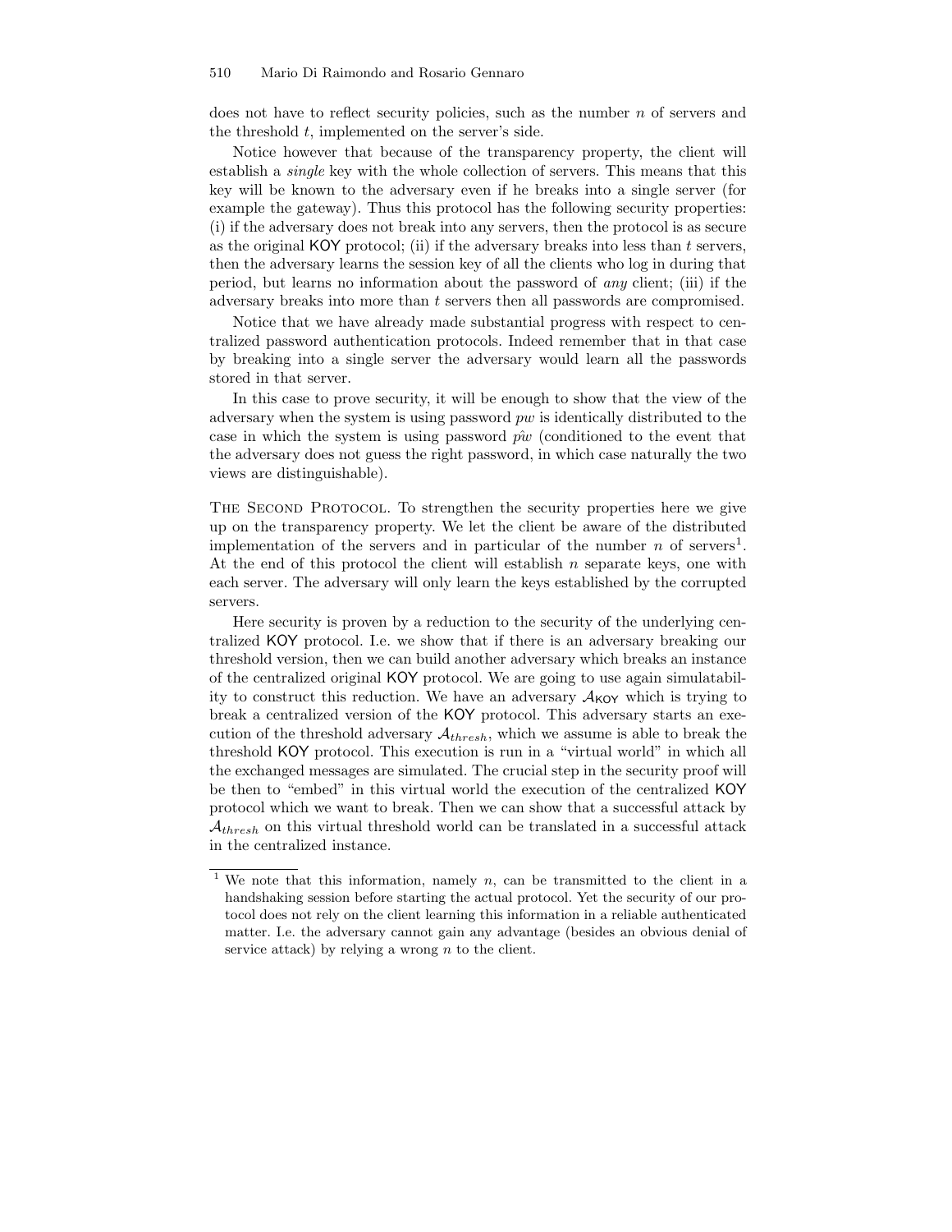does not have to reflect security policies, such as the number $n$ of servers and the threshold $t$, implemented on the server's side.

Notice however that because of the transparency property, the client will establish a *single* key with the whole collection of servers. This means that this key will be known to the adversary even if he breaks into a single server (for example the gateway). Thus this protocol has the following security properties: (i) if the adversary does not break into any servers, then the protocol is as secure as the original KOY protocol; (ii) if the adversary breaks into less than $t$ servers, then the adversary learns the session key of all the clients who log in during that period, but learns no information about the password of *any* client; (iii) if the adversary breaks into more than $t$ servers then all passwords are compromised.

Notice that we have already made substantial progress with respect to centralized password authentication protocols. Indeed remember that in that case by breaking into a single server the adversary would learn all the passwords stored in that server.

In this case to prove security, it will be enough to show that the view of the adversary when the system is using password $pw$ is identically distributed to the case in which the system is using password $\hat{pw}$ (conditioned to the event that the adversary does not guess the right password, in which case naturally the two views are distinguishable).

THE SECOND PROTOCOL. To strengthen the security properties here we give up on the transparency property. We let the client be aware of the distributed implementation of the servers and in particular of the number $n$ of servers[1]. At the end of this protocol the client will establish $n$ separate keys, one with each server. The adversary will only learn the keys established by the corrupted servers.

Here security is proven by a reduction to the security of the underlying centralized KOY protocol. I.e. we show that if there is an adversary breaking our threshold version, then we can build another adversary which breaks an instance of the centralized original KOY protocol. We are going to use again simulatability to construct this reduction. We have an adversary $\mathcal{A}_{\mathsf{KOY}}$ which is trying to break a centralized version of the KOY protocol. This adversary starts an execution of the threshold adversary $\mathcal{A}_{thresh}$, which we assume is able to break the threshold KOY protocol. This execution is run in a "virtual world" in which all the exchanged messages are simulated. The crucial step in the security proof will be then to "embed" in this virtual world the execution of the centralized KOY protocol which we want to break. Then we can show that a successful attack by $\mathcal{A}_{thresh}$ on this virtual threshold world can be translated in a successful attack in the centralized instance.

[1] We note that this information, namely $n$, can be transmitted to the client in a handshaking session before starting the actual protocol. Yet the security of our protocol does not rely on the client learning this information in a reliable authenticated matter. I.e. the adversary cannot gain any advantage (besides an obvious denial of service attack) by relying a wrong $n$ to the client.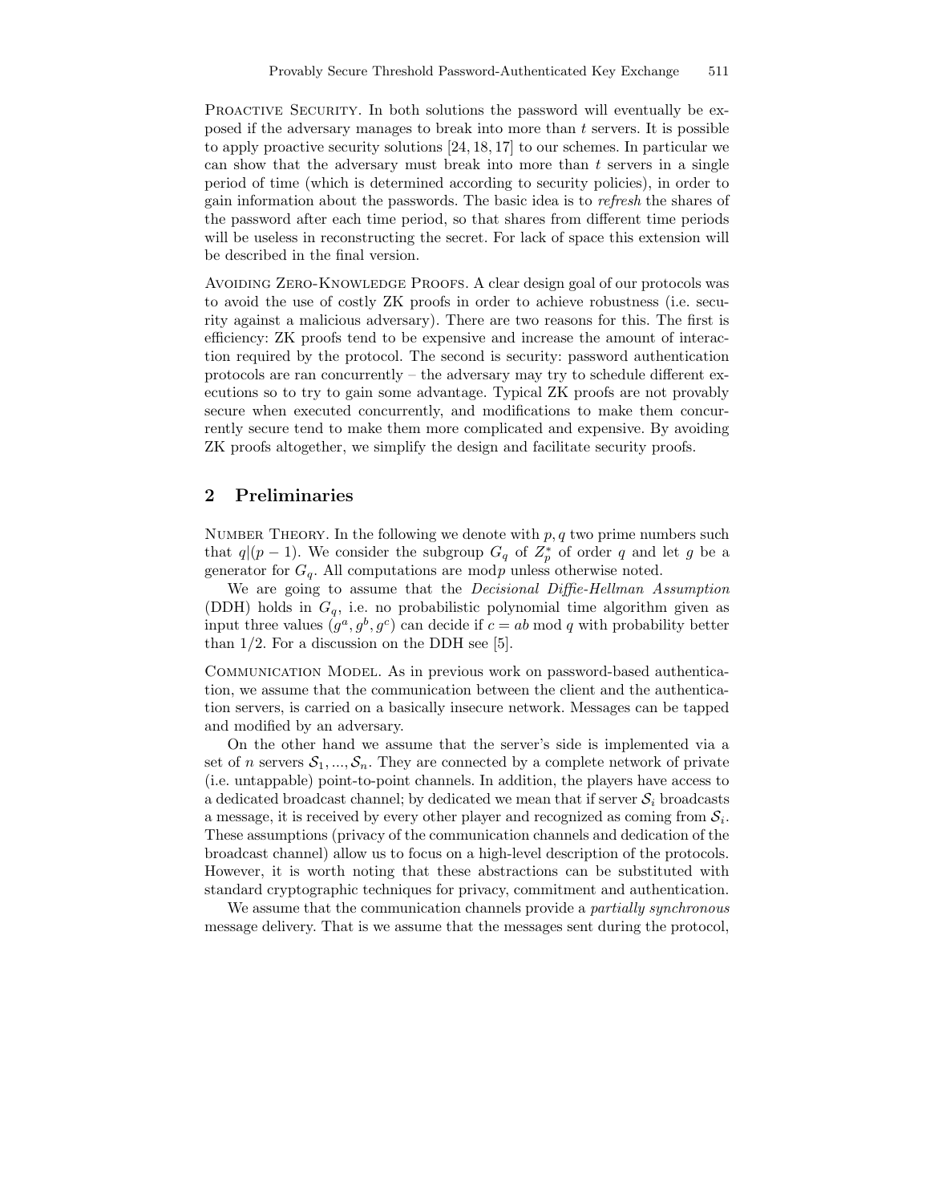Proactive Security. In both solutions the password will eventually be exposed if the adversary manages to break into more than $t$ servers. It is possible to apply proactive security solutions [24, 18, 17] to our schemes. In particular we can show that the adversary must break into more than $t$ servers in a single period of time (which is determined according to security policies), in order to gain information about the passwords. The basic idea is to *refresh* the shares of the password after each time period, so that shares from different time periods will be useless in reconstructing the secret. For lack of space this extension will be described in the final version.

Avoiding Zero-Knowledge Proofs. A clear design goal of our protocols was to avoid the use of costly ZK proofs in order to achieve robustness (i.e. security against a malicious adversary). There are two reasons for this. The first is efficiency: ZK proofs tend to be expensive and increase the amount of interaction required by the protocol. The second is security: password authentication protocols are ran concurrently – the adversary may try to schedule different executions so to try to gain some advantage. Typical ZK proofs are not provably secure when executed concurrently, and modifications to make them concurrently secure tend to make them more complicated and expensive. By avoiding ZK proofs altogether, we simplify the design and facilitate security proofs.

## 2 Preliminaries

Number Theory. In the following we denote with $p, q$ two prime numbers such that $q|(p-1)$. We consider the subgroup $G_q$ of $Z_p^*$ of order $q$ and let $g$ be a generator for $G_q$. All computations are mod$p$ unless otherwise noted.

We are going to assume that the *Decisional Diffie-Hellman Assumption* (DDH) holds in $G_q$, i.e. no probabilistic polynomial time algorithm given as input three values $(g^a, g^b, g^c)$ can decide if $c = ab \bmod q$ with probability better than $1/2$. For a discussion on the DDH see [5].

Communication Model. As in previous work on password-based authentication, we assume that the communication between the client and the authentication servers, is carried on a basically insecure network. Messages can be tapped and modified by an adversary.

On the other hand we assume that the server's side is implemented via a set of $n$ servers $\mathcal{S}_1, ..., \mathcal{S}_n$. They are connected by a complete network of private (i.e. untappable) point-to-point channels. In addition, the players have access to a dedicated broadcast channel; by dedicated we mean that if server $\mathcal{S}_i$ broadcasts a message, it is received by every other player and recognized as coming from $\mathcal{S}_i$. These assumptions (privacy of the communication channels and dedication of the broadcast channel) allow us to focus on a high-level description of the protocols. However, it is worth noting that these abstractions can be substituted with standard cryptographic techniques for privacy, commitment and authentication.

We assume that the communication channels provide a *partially synchronous* message delivery. That is we assume that the messages sent during the protocol,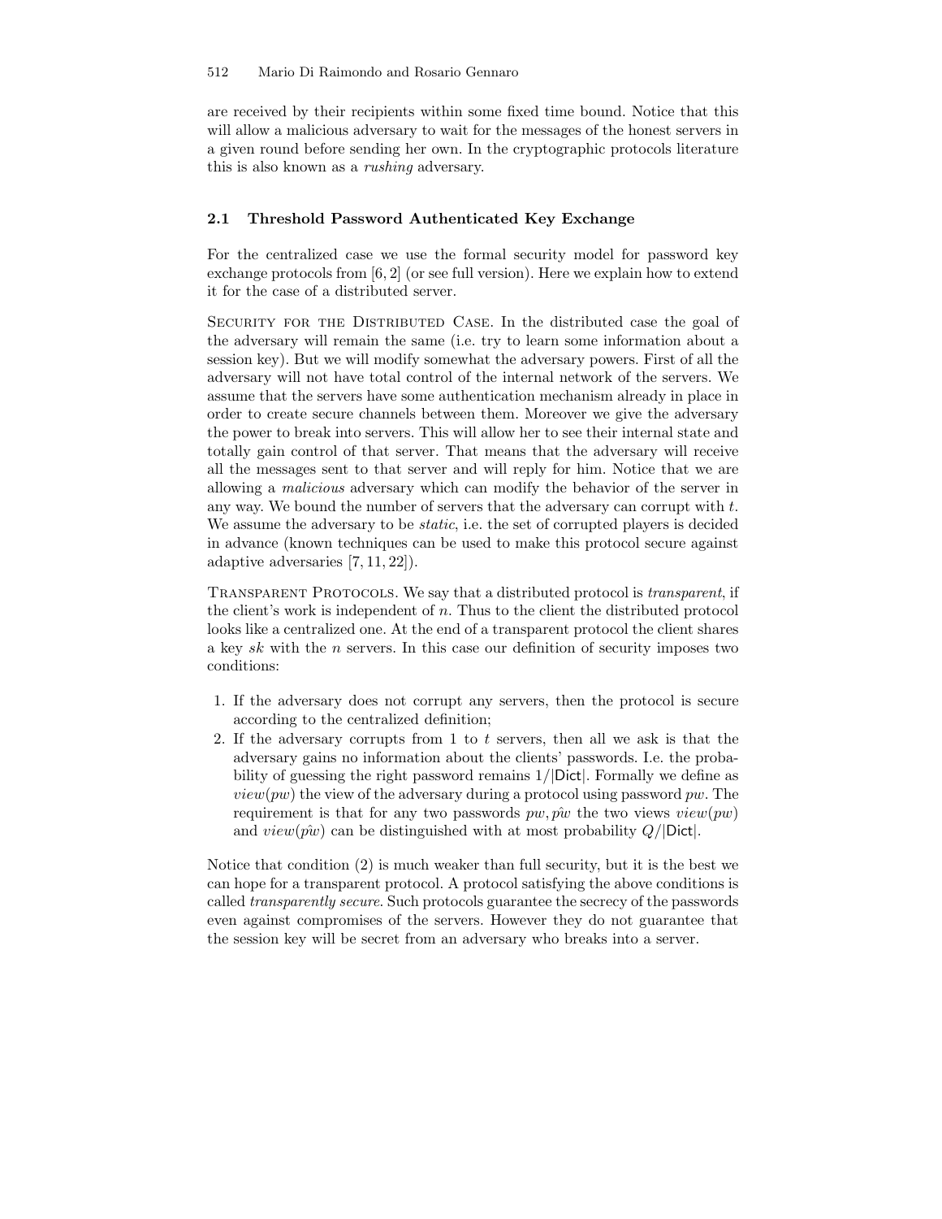are received by their recipients within some fixed time bound. Notice that this will allow a malicious adversary to wait for the messages of the honest servers in a given round before sending her own. In the cryptographic protocols literature this is also known as a *rushing* adversary.

### 2.1 Threshold Password Authenticated Key Exchange

For the centralized case we use the formal security model for password key exchange protocols from [6, 2] (or see full version). Here we explain how to extend it for the case of a distributed server.

SECURITY FOR THE DISTRIBUTED CASE. In the distributed case the goal of the adversary will remain the same (i.e. try to learn some information about a session key). But we will modify somewhat the adversary powers. First of all the adversary will not have total control of the internal network of the servers. We assume that the servers have some authentication mechanism already in place in order to create secure channels between them. Moreover we give the adversary the power to break into servers. This will allow her to see their internal state and totally gain control of that server. That means that the adversary will receive all the messages sent to that server and will reply for him. Notice that we are allowing a *malicious* adversary which can modify the behavior of the server in any way. We bound the number of servers that the adversary can corrupt with $t$. We assume the adversary to be *static*, i.e. the set of corrupted players is decided in advance (known techniques can be used to make this protocol secure against adaptive adversaries [7, 11, 22]).

TRANSPARENT PROTOCOLS. We say that a distributed protocol is *transparent*, if the client's work is independent of $n$. Thus to the client the distributed protocol looks like a centralized one. At the end of a transparent protocol the client shares a key $sk$ with the $n$ servers. In this case our definition of security imposes two conditions:

1. If the adversary does not corrupt any servers, then the protocol is secure according to the centralized definition;
2. If the adversary corrupts from 1 to $t$ servers, then all we ask is that the adversary gains no information about the clients' passwords. I.e. the probability of guessing the right password remains $1/|\mathsf{Dict}|$. Formally we define as $view(pw)$ the view of the adversary during a protocol using password $pw$. The requirement is that for any two passwords $pw, \hat{pw}$ the two views $view(pw)$ and $view(\hat{pw})$ can be distinguished with at most probability $Q/|\mathsf{Dict}|$.

Notice that condition (2) is much weaker than full security, but it is the best we can hope for a transparent protocol. A protocol satisfying the above conditions is called *transparently secure*. Such protocols guarantee the secrecy of the passwords even against compromises of the servers. However they do not guarantee that the session key will be secret from an adversary who breaks into a server.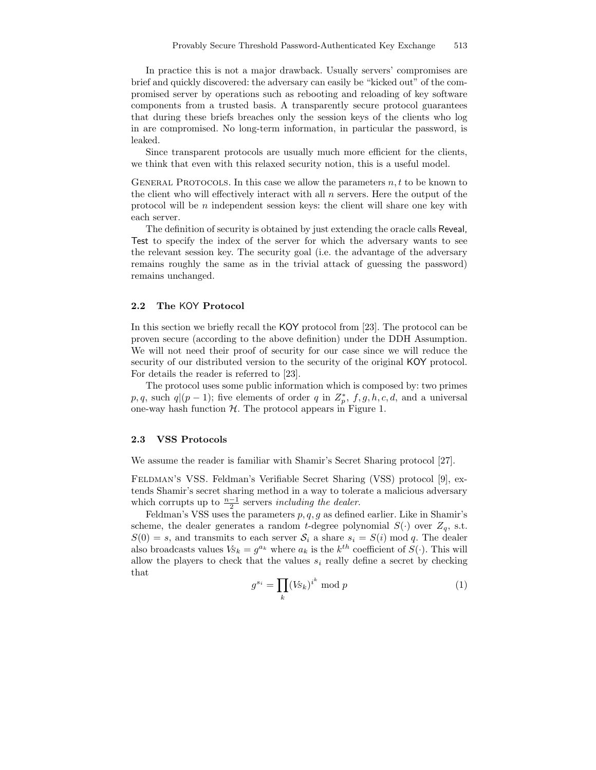In practice this is not a major drawback. Usually servers' compromises are brief and quickly discovered: the adversary can easily be "kicked out" of the compromised server by operations such as rebooting and reloading of key software components from a trusted basis. A transparently secure protocol guarantees that during these briefs breaches only the session keys of the clients who log in are compromised. No long-term information, in particular the password, is leaked.

Since transparent protocols are usually much more efficient for the clients, we think that even with this relaxed security notion, this is a useful model.

General Protocols. In this case we allow the parameters $n, t$ to be known to the client who will effectively interact with all $n$ servers. Here the output of the protocol will be $n$ independent session keys: the client will share one key with each server.

The definition of security is obtained by just extending the oracle calls Reveal, Test to specify the index of the server for which the adversary wants to see the relevant session key. The security goal (i.e. the advantage of the adversary remains roughly the same as in the trivial attack of guessing the password) remains unchanged.

### 2.2 The KOY Protocol

In this section we briefly recall the KOY protocol from [23]. The protocol can be proven secure (according to the above definition) under the DDH Assumption. We will not need their proof of security for our case since we will reduce the security of our distributed version to the security of the original KOY protocol. For details the reader is referred to [23].

The protocol uses some public information which is composed by: two primes $p, q$, such $q|(p-1)$; five elements of order $q$ in $Z_p^*$, $f, g, h, c, d$, and a universal one-way hash function $\mathcal{H}$. The protocol appears in Figure 1.

### 2.3 VSS Protocols

We assume the reader is familiar with Shamir's Secret Sharing protocol [27].

Feldman's VSS. Feldman's Verifiable Secret Sharing (VSS) protocol [9], extends Shamir's secret sharing method in a way to tolerate a malicious adversary which corrupts up to $\frac{n-1}{2}$ servers *including the dealer*.

Feldman's VSS uses the parameters $p, q, g$ as defined earlier. Like in Shamir's scheme, the dealer generates a random $t$-degree polynomial $S(\cdot)$ over $Z_q$, s.t. $S(0) = s$, and transmits to each server $\mathcal{S}_i$ a share $s_i = S(i) \bmod q$. The dealer also broadcasts values $VS_k = g^{a_k}$ where $a_k$ is the $k^{th}$ coefficient of $S(\cdot)$. This will allow the players to check that the values $s_i$ really define a secret by checking that

$$g^{s_i} = \prod_k (VS_k)^{i^k} \bmod p \tag{1}$$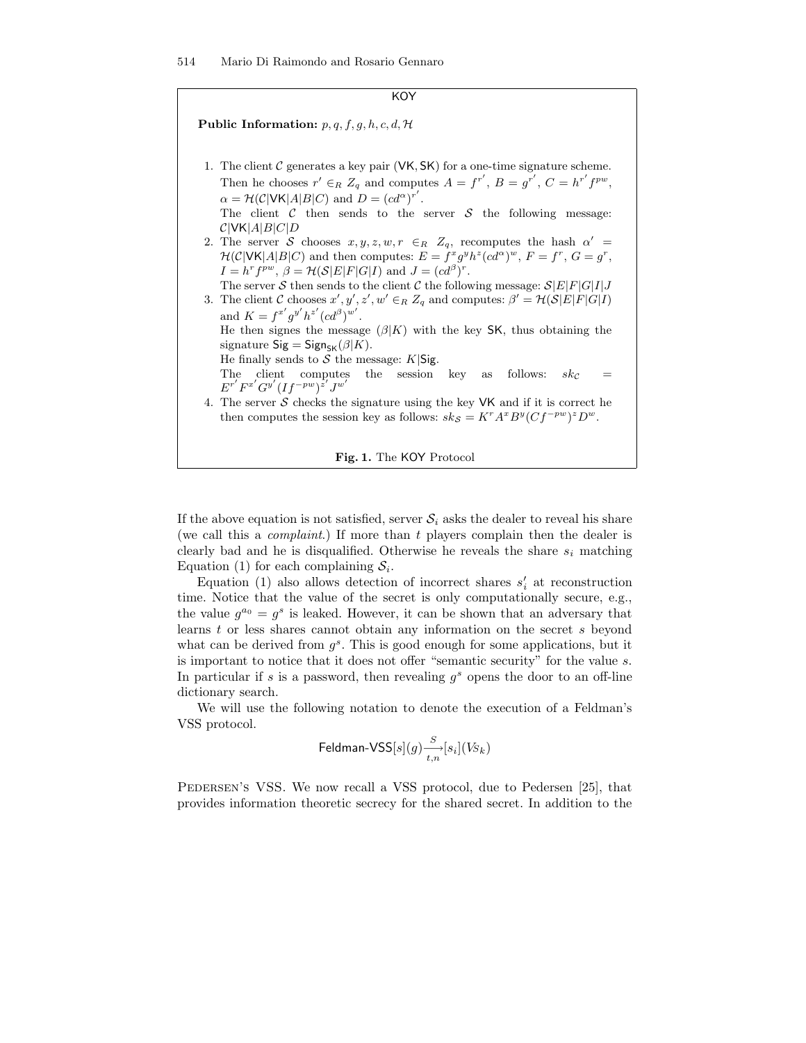**KOY**

**Public Information:** $p, q, f, g, h, c, d, \mathcal{H}$

1. The client $\mathcal{C}$ generates a key pair $(\mathsf{VK}, \mathsf{SK})$ for a one-time signature scheme. Then he chooses $r' \in_R Z_q$ and computes $A = f^{r'}$, $B = g^{r'}$, $C = h^{r'} f^{pw}$, $\alpha = \mathcal{H}(\mathcal{C}|\mathsf{VK}|A|B|C)$ and $D = (cd^{\alpha})^{r'}$.
   The client $\mathcal{C}$ then sends to the server $\mathcal{S}$ the following message: $\mathcal{C}|\mathsf{VK}|A|B|C|D$
2. The server $\mathcal{S}$ chooses $x, y, z, w, r \in_R Z_q$, recomputes the hash $\alpha' = \mathcal{H}(\mathcal{C}|\mathsf{VK}|A|B|C)$ and then computes: $E = f^x g^y h^z (cd^{\alpha})^w$, $F = f^r$, $G = g^r$, $I = h^r f^{pw}$, $\beta = \mathcal{H}(\mathcal{S}|E|F|G|I)$ and $J = (cd^{\beta})^r$.
   The server $\mathcal{S}$ then sends to the client $\mathcal{C}$ the following message: $\mathcal{S}|E|F|G|I|J$
3. The client $\mathcal{C}$ chooses $x', y', z', w' \in_R Z_q$ and computes: $\beta' = \mathcal{H}(\mathcal{S}|E|F|G|I)$ and $K = f^{x'} g^{y'} h^{z'} (cd^{\beta})^{w'}$.
   He then signes the message $(\beta|K)$ with the key $\mathsf{SK}$, thus obtaining the signature $\mathsf{Sig} = \mathsf{Sign}_{\mathsf{SK}}(\beta|K)$.
   He finally sends to $\mathcal{S}$ the message: $K|\mathsf{Sig}$.
   The client computes the session key as follows: $sk_{\mathcal{C}} = E^{r'} F^{x'} G^{y'} (If^{-pw})^{z'} J^{w'}$
4. The server $\mathcal{S}$ checks the signature using the key $\mathsf{VK}$ and if it is correct he then computes the session key as follows: $sk_{\mathcal{S}} = K^r A^x B^y (Cf^{-pw})^z D^w$.

**Fig. 1.** The KOY Protocol

If the above equation is not satisfied, server $\mathcal{S}_i$ asks the dealer to reveal his share (we call this a *complaint*.) If more than $t$ players complain then the dealer is clearly bad and he is disqualified. Otherwise he reveals the share $s_i$ matching Equation (1) for each complaining $\mathcal{S}_i$.

Equation (1) also allows detection of incorrect shares $s'_i$ at reconstruction time. Notice that the value of the secret is only computationally secure, e.g., the value $g^{a_0} = g^s$ is leaked. However, it can be shown that an adversary that learns $t$ or less shares cannot obtain any information on the secret $s$ beyond what can be derived from $g^s$. This is good enough for some applications, but it is important to notice that it does not offer "semantic security" for the value $s$. In particular if $s$ is a password, then revealing $g^s$ opens the door to an off-line dictionary search.

We will use the following notation to denote the execution of a Feldman's VSS protocol.

$$\mathsf{Feldman\text{-}VSS}[s](g) \xrightarrow[t,n]{S} [s_i](V_{S_k})$$

Pedersen's VSS. We now recall a VSS protocol, due to Pedersen [25], that provides information theoretic secrecy for the shared secret. In addition to the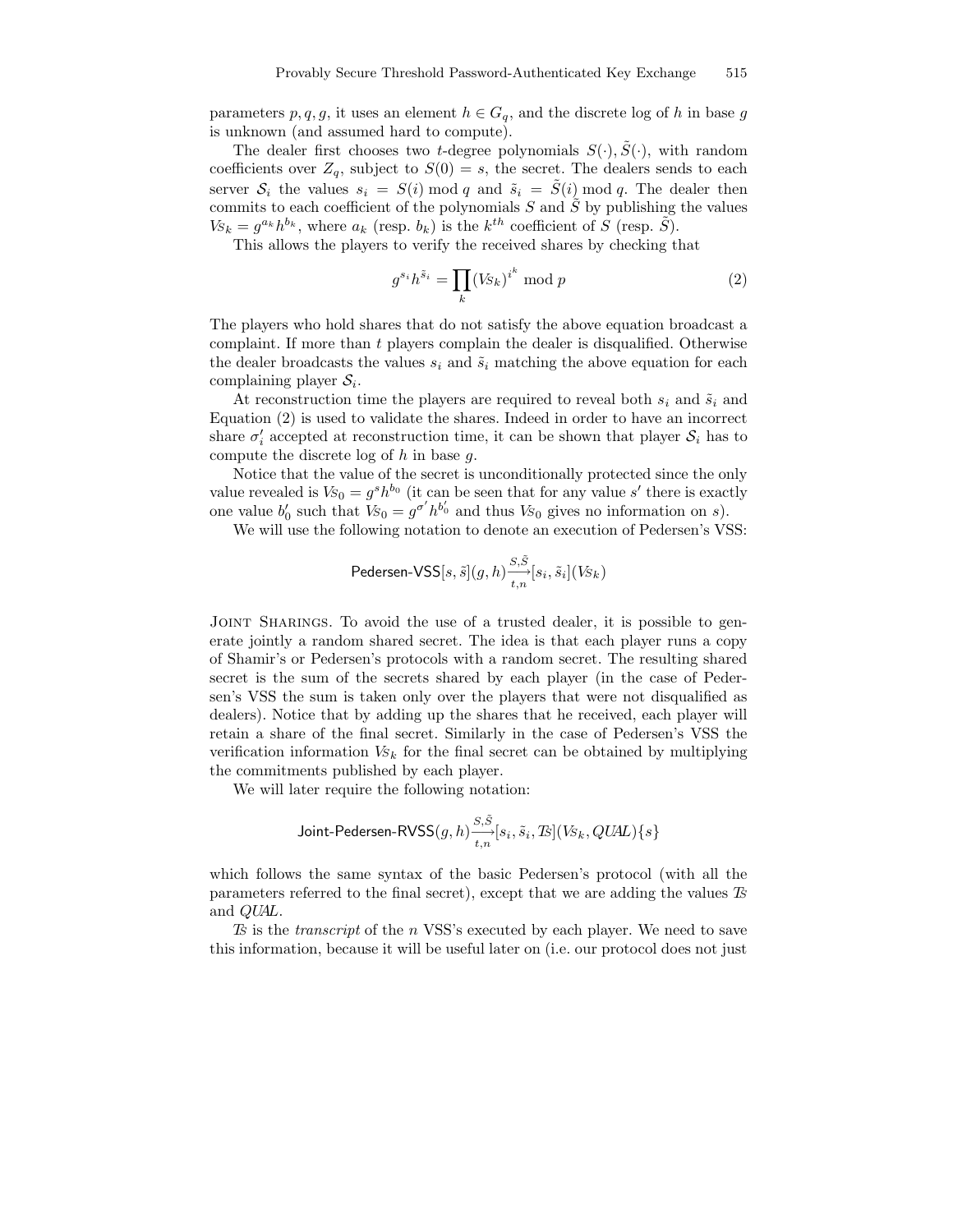parameters $p, q, g$, it uses an element $h \in G_q$, and the discrete log of $h$ in base $g$ is unknown (and assumed hard to compute).

The dealer first chooses two $t$-degree polynomials $S(\cdot), \tilde{S}(\cdot)$, with random coefficients over $Z_q$, subject to $S(0) = s$, the secret. The dealers sends to each server $\mathcal{S}_i$ the values $s_i = S(i) \bmod q$ and $\tilde{s}_i = \tilde{S}(i) \bmod q$. The dealer then commits to each coefficient of the polynomials $S$ and $\tilde{S}$ by publishing the values $\mathcal{VS}_k = g^{a_k} h^{b_k}$, where $a_k$ (resp. $b_k$) is the $k^{th}$ coefficient of $S$ (resp. $\tilde{S}$).

This allows the players to verify the received shares by checking that

$$g^{s_i} h^{\tilde{s}_i} = \prod_k (\mathcal{VS}_k)^{i^k} \bmod p \tag{2}$$

The players who hold shares that do not satisfy the above equation broadcast a complaint. If more than $t$ players complain the dealer is disqualified. Otherwise the dealer broadcasts the values $s_i$ and $\tilde{s}_i$ matching the above equation for each complaining player $\mathcal{S}_i$.

At reconstruction time the players are required to reveal both $s_i$ and $\tilde{s}_i$ and Equation (2) is used to validate the shares. Indeed in order to have an incorrect share $\sigma'_i$ accepted at reconstruction time, it can be shown that player $\mathcal{S}_i$ has to compute the discrete log of $h$ in base $g$.

Notice that the value of the secret is unconditionally protected since the only value revealed is $\mathcal{VS}_0 = g^s h^{b_0}$ (it can be seen that for any value $s'$ there is exactly one value $b'_0$ such that $\mathcal{VS}_0 = g^{\sigma'} h^{b'_0}$ and thus $\mathcal{VS}_0$ gives no information on $s$).

We will use the following notation to denote an execution of Pedersen's VSS:

$$\mathsf{Pedersen\text{-}VSS}[s, \tilde{s}](g, h) \xrightarrow[t,n]{S,\tilde{S}} [s_i, \tilde{s}_i](\mathcal{VS}_k)$$

**Joint Sharings.** To avoid the use of a trusted dealer, it is possible to generate jointly a random shared secret. The idea is that each player runs a copy of Shamir's or Pedersen's protocols with a random secret. The resulting shared secret is the sum of the secrets shared by each player (in the case of Pedersen's VSS the sum is taken only over the players that were not disqualified as dealers). Notice that by adding up the shares that he received, each player will retain a share of the final secret. Similarly in the case of Pedersen's VSS the verification information $\mathcal{VS}_k$ for the final secret can be obtained by multiplying the commitments published by each player.

We will later require the following notation:

$$\mathsf{Joint\text{-}Pedersen\text{-}RVSS}(g, h) \xrightarrow[t,n]{S,\tilde{S}} [s_i, \tilde{s}_i, \mathcal{TS}](\mathcal{VS}_k, \mathcal{QUAL})\{s\}$$

which follows the same syntax of the basic Pedersen's protocol (with all the parameters referred to the final secret), except that we are adding the values $\mathcal{TS}$ and $\mathcal{QUAL}$.

$\mathcal{TS}$ is the *transcript* of the $n$ VSS's executed by each player. We need to save this information, because it will be useful later on (i.e. our protocol does not just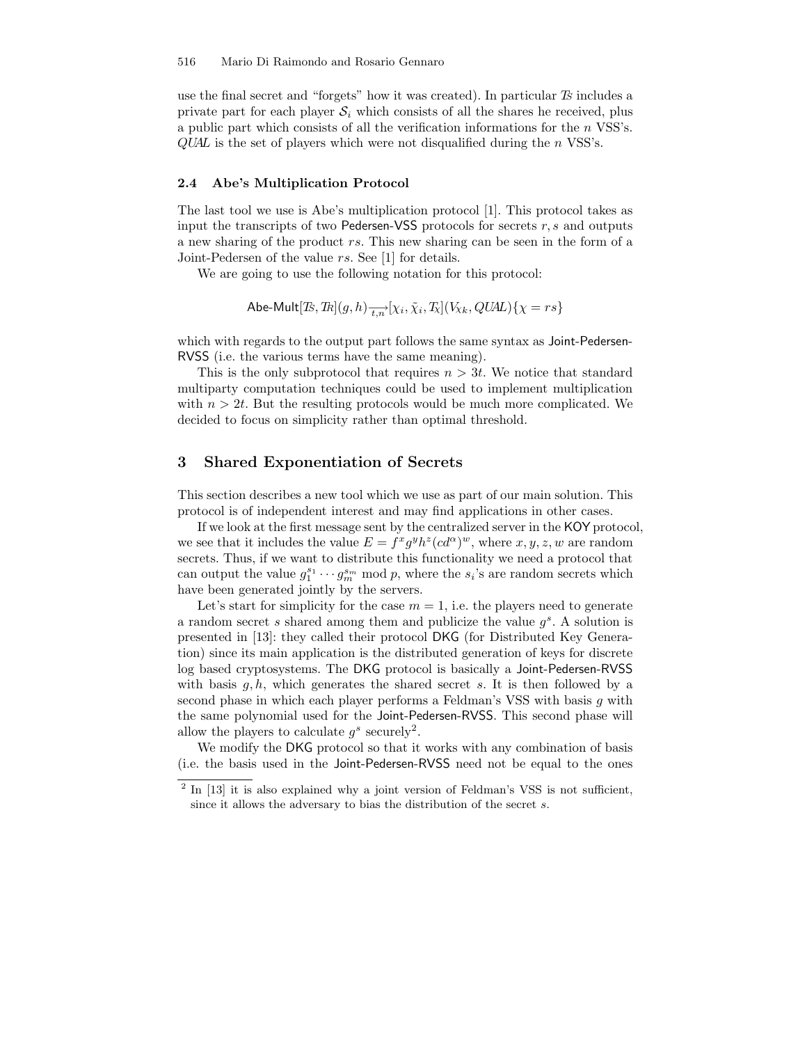use the final secret and "forgets" how it was created). In particular $\mathcal{T}_S$ includes a private part for each player $\mathcal{S}_i$ which consists of all the shares he received, plus a public part which consists of all the verification informations for the $n$ VSS's. *QUAL* is the set of players which were not disqualified during the $n$ VSS's.

### 2.4 Abe's Multiplication Protocol

The last tool we use is Abe's multiplication protocol [1]. This protocol takes as input the transcripts of two Pedersen-VSS protocols for secrets $r, s$ and outputs a new sharing of the product $rs$. This new sharing can be seen in the form of a Joint-Pedersen of the value $rs$. See [1] for details.

We are going to use the following notation for this protocol:

$$\text{Abe-Mult}[\mathcal{T}_S, \mathcal{T}_R](g,h)\xrightarrow[t,n]{}[\chi_i, \tilde{\chi}_i, \mathcal{T}_\chi](V_{\chi k}, QUAL)\{\chi = rs\}$$

which with regards to the output part follows the same syntax as Joint-Pedersen-RVSS (i.e. the various terms have the same meaning).

This is the only subprotocol that requires $n > 3t$. We notice that standard multiparty computation techniques could be used to implement multiplication with $n > 2t$. But the resulting protocols would be much more complicated. We decided to focus on simplicity rather than optimal threshold.

## 3 Shared Exponentiation of Secrets

This section describes a new tool which we use as part of our main solution. This protocol is of independent interest and may find applications in other cases.

If we look at the first message sent by the centralized server in the KOY protocol, we see that it includes the value $E = f^x g^y h^z (cd^\alpha)^w$, where $x, y, z, w$ are random secrets. Thus, if we want to distribute this functionality we need a protocol that can output the value $g_1^{s_1} \cdots g_m^{s_m} \bmod p$, where the $s_i$'s are random secrets which have been generated jointly by the servers.

Let's start for simplicity for the case $m = 1$, i.e. the players need to generate a random secret $s$ shared among them and publicize the value $g^s$. A solution is presented in [13]: they called their protocol DKG (for Distributed Key Generation) since its main application is the distributed generation of keys for discrete log based cryptosystems. The DKG protocol is basically a Joint-Pedersen-RVSS with basis $g, h$, which generates the shared secret $s$. It is then followed by a second phase in which each player performs a Feldman's VSS with basis $g$ with the same polynomial used for the Joint-Pedersen-RVSS. This second phase will allow the players to calculate $g^s$ securely[2].

We modify the DKG protocol so that it works with any combination of basis (i.e. the basis used in the Joint-Pedersen-RVSS need not be equal to the ones

[2] In [13] it is also explained why a joint version of Feldman's VSS is not sufficient, since it allows the adversary to bias the distribution of the secret $s$.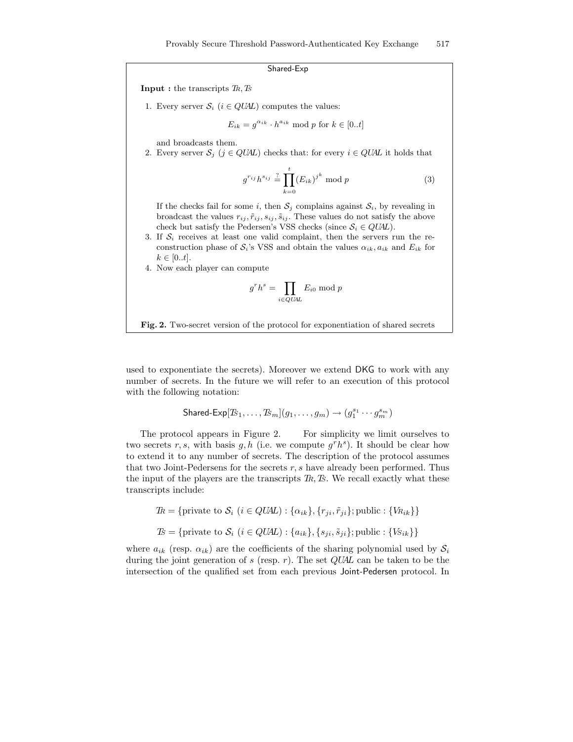**Shared-Exp**

**Input :** the transcripts $\mathcal{T}_R, \mathcal{T}_S$

1. Every server $\mathcal{S}_i$ ($i \in QUAL$) computes the values:

$$E_{ik} = g^{\alpha_{ik}} \cdot h^{a_{ik}} \bmod p \text{ for } k \in [0..t]$$

and broadcasts them.

2. Every server $\mathcal{S}_j$ ($j \in QUAL$) checks that: for every $i \in QUAL$ it holds that

$$g^{r_{ij}} h^{s_{ij}} \stackrel{?}{=} \prod_{k=0}^{t} (E_{ik})^{j^k} \bmod p \tag{3}$$

If the checks fail for some $i$, then $\mathcal{S}_j$ complains against $\mathcal{S}_i$, by revealing in broadcast the values $r_{ij}, \tilde{r}_{ij}, s_{ij}, \tilde{s}_{ij}$. These values do not satisfy the above check but satisfy the Pedersen's VSS checks (since $\mathcal{S}_i \in QUAL$).

3. If $\mathcal{S}_i$ receives at least one valid complaint, then the servers run the reconstruction phase of $\mathcal{S}_i$'s VSS and obtain the values $\alpha_{ik}, a_{ik}$ and $E_{ik}$ for $k \in [0..t]$.
4. Now each player can compute

$$g^r h^s = \prod_{i \in QUAL} E_{i0} \bmod p$$

**Fig. 2.** Two-secret version of the protocol for exponentiation of shared secrets

used to exponentiate the secrets). Moreover we extend DKG to work with any number of secrets. In the future we will refer to an execution of this protocol with the following notation:

$$\mathsf{Shared\text{-}Exp}[\mathcal{T}_{S_1}, \ldots, \mathcal{T}_{S_m}](g_1, \ldots, g_m) \rightarrow (g_1^{s_1} \cdots g_m^{s_m})$$

The protocol appears in Figure 2. For simplicity we limit ourselves to two secrets $r, s$, with basis $g, h$ (i.e. we compute $g^r h^s$). It should be clear how to extend it to any number of secrets. The description of the protocol assumes that two Joint-Pedersens for the secrets $r, s$ have already been performed. Thus the input of the players are the transcripts $\mathcal{T}_R, \mathcal{T}_S$. We recall exactly what these transcripts include:

$$\mathcal{T}_R = \{\text{private to } \mathcal{S}_i \ (i \in QUAL) : \{\alpha_{ik}\}, \{r_{ji}, \tilde{r}_{ji}\}; \text{public} : \{V_{R_{ik}}\}\}$$

$$\mathcal{T}_S = \{\text{private to } \mathcal{S}_i \ (i \in QUAL) : \{a_{ik}\}, \{s_{ji}, \tilde{s}_{ji}\}; \text{public} : \{V_{S_{ik}}\}\}$$

where $a_{ik}$ (resp. $\alpha_{ik}$) are the coefficients of the sharing polynomial used by $\mathcal{S}_i$ during the joint generation of $s$ (resp. $r$). The set $QUAL$ can be taken to be the intersection of the qualified set from each previous Joint-Pedersen protocol. In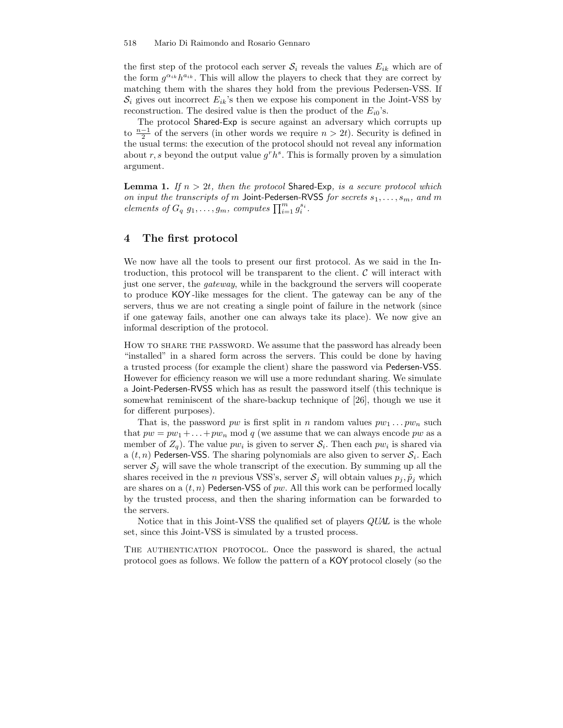the first step of the protocol each server $\mathcal{S}_i$ reveals the values $E_{ik}$ which are of the form $g^{\alpha_{ik}} h^{a_{ik}}$. This will allow the players to check that they are correct by matching them with the shares they hold from the previous Pedersen-VSS. If $\mathcal{S}_i$ gives out incorrect $E_{ik}$'s then we expose his component in the Joint-VSS by reconstruction. The desired value is then the product of the $E_{i0}$'s.

The protocol Shared-Exp is secure against an adversary which corrupts up to $\frac{n-1}{2}$ of the servers (in other words we require $n > 2t$). Security is defined in the usual terms: the execution of the protocol should not reveal any information about $r, s$ beyond the output value $g^r h^s$. This is formally proven by a simulation argument.

**Lemma 1.** *If $n > 2t$, then the protocol* Shared-Exp*, is a secure protocol which on input the transcripts of $m$* Joint-Pedersen-RVSS *for secrets $s_1, \ldots, s_m$, and $m$ elements of $G_q$ $g_1, \ldots, g_m$, computes $\prod_{i=1}^m g_i^{s_i}$.*

## 4 The first protocol

We now have all the tools to present our first protocol. As we said in the Introduction, this protocol will be transparent to the client. $\mathcal{C}$ will interact with just one server, the *gateway*, while in the background the servers will cooperate to produce KOY-like messages for the client. The gateway can be any of the servers, thus we are not creating a single point of failure in the network (since if one gateway fails, another one can always take its place). We now give an informal description of the protocol.

How to share the password. We assume that the password has already been "installed" in a shared form across the servers. This could be done by having a trusted process (for example the client) share the password via Pedersen-VSS. However for efficiency reason we will use a more redundant sharing. We simulate a Joint-Pedersen-RVSS which has as result the password itself (this technique is somewhat reminiscent of the share-backup technique of [26], though we use it for different purposes).

That is, the password $pw$ is first split in $n$ random values $pw_1 \ldots pw_n$ such that $pw = pw_1 + \ldots + pw_n \bmod q$ (we assume that we can always encode $pw$ as a member of $Z_q$). The value $pw_i$ is given to server $\mathcal{S}_i$. Then each $pw_i$ is shared via a $(t, n)$ Pedersen-VSS. The sharing polynomials are also given to server $\mathcal{S}_i$. Each server $\mathcal{S}_j$ will save the whole transcript of the execution. By summing up all the shares received in the $n$ previous VSS's, server $\mathcal{S}_j$ will obtain values $p_j, \tilde{p}_j$ which are shares on a $(t, n)$ Pedersen-VSS of $pw$. All this work can be performed locally by the trusted process, and then the sharing information can be forwarded to the servers.

Notice that in this Joint-VSS the qualified set of players *QUAL* is the whole set, since this Joint-VSS is simulated by a trusted process.

The authentication protocol. Once the password is shared, the actual protocol goes as follows. We follow the pattern of a KOY protocol closely (so the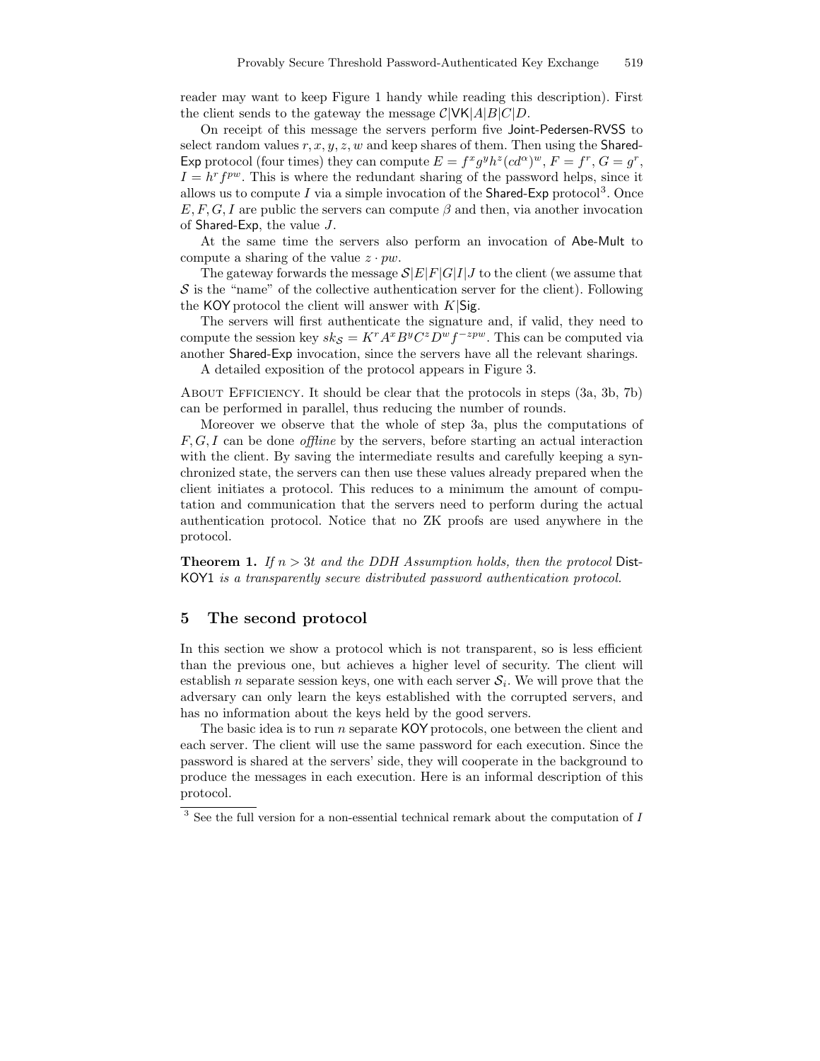reader may want to keep Figure 1 handy while reading this description). First the client sends to the gateway the message $\mathcal{C}|\mathsf{VK}|A|B|C|D$.

On receipt of this message the servers perform five Joint-Pedersen-RVSS to select random values $r, x, y, z, w$ and keep shares of them. Then using the Shared-Exp protocol (four times) they can compute $E = f^x g^y h^z (cd^\alpha)^w$, $F = f^r$, $G = g^r$, $I = h^r f^{pw}$. This is where the redundant sharing of the password helps, since it allows us to compute $I$ via a simple invocation of the Shared-Exp protocol[3]. Once $E, F, G, I$ are public the servers can compute $\beta$ and then, via another invocation of Shared-Exp, the value $J$.

At the same time the servers also perform an invocation of Abe-Mult to compute a sharing of the value $z \cdot pw$.

The gateway forwards the message $\mathcal{S}|E|F|G|I|J$ to the client (we assume that $\mathcal{S}$ is the "name" of the collective authentication server for the client). Following the KOY protocol the client will answer with $K|\mathsf{Sig}$.

The servers will first authenticate the signature and, if valid, they need to compute the session key $sk_{\mathcal{S}} = K^r A^x B^y C^z D^w f^{-zpw}$. This can be computed via another Shared-Exp invocation, since the servers have all the relevant sharings.

A detailed exposition of the protocol appears in Figure 3.

ABOUT EFFICIENCY. It should be clear that the protocols in steps (3a, 3b, 7b) can be performed in parallel, thus reducing the number of rounds.

Moreover we observe that the whole of step 3a, plus the computations of $F, G, I$ can be done *offline* by the servers, before starting an actual interaction with the client. By saving the intermediate results and carefully keeping a synchronized state, the servers can then use these values already prepared when the client initiates a protocol. This reduces to a minimum the amount of computation and communication that the servers need to perform during the actual authentication protocol. Notice that no ZK proofs are used anywhere in the protocol.

**Theorem 1.** *If $n > 3t$ and the DDH Assumption holds, then the protocol* Dist-KOY1 *is a transparently secure distributed password authentication protocol.*

## 5 The second protocol

In this section we show a protocol which is not transparent, so is less efficient than the previous one, but achieves a higher level of security. The client will establish $n$ separate session keys, one with each server $\mathcal{S}_i$. We will prove that the adversary can only learn the keys established with the corrupted servers, and has no information about the keys held by the good servers.

The basic idea is to run $n$ separate KOY protocols, one between the client and each server. The client will use the same password for each execution. Since the password is shared at the servers' side, they will cooperate in the background to produce the messages in each execution. Here is an informal description of this protocol.

[3] See the full version for a non-essential technical remark about the computation of $I$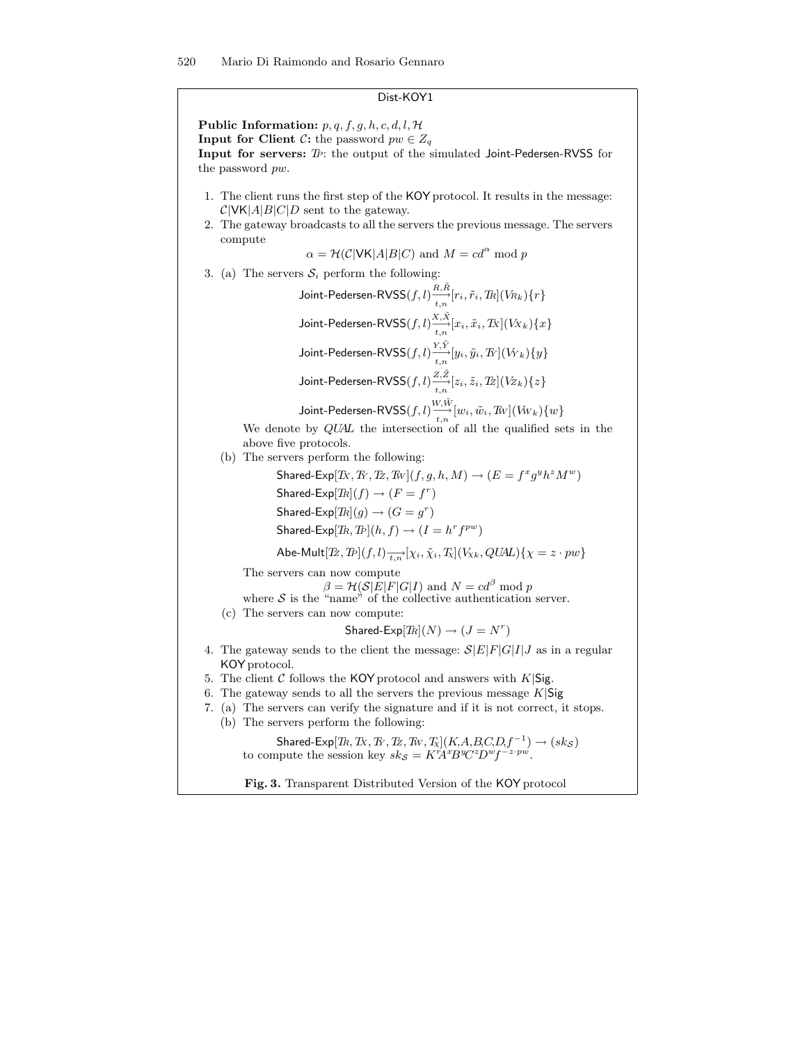Dist-KOY1

**Public Information:** $p, q, f, g, h, c, d, l, \mathcal{H}$
**Input for Client $\mathcal{C}$:** the password $pw \in Z_q$
**Input for servers:** $T_P$: the output of the simulated Joint-Pedersen-RVSS for the password $pw$.

1. The client runs the first step of the KOY protocol. It results in the message: $\mathcal{C}|\mathsf{VK}|A|B|C|D$ sent to the gateway.
2. The gateway broadcasts to all the servers the previous message. The servers compute

$$\alpha = \mathcal{H}(\mathcal{C}|\mathsf{VK}|A|B|C) \text{ and } M = cd^{\alpha} \bmod p$$

3. (a) The servers $\mathcal{S}_i$ perform the following:

$$\text{Joint-Pedersen-RVSS}(f,l) \xrightarrow[t,n]{R,\tilde{R}} [r_i, \tilde{r}_i, T_R](V_{R_k})\{r\}$$

$$\text{Joint-Pedersen-RVSS}(f,l) \xrightarrow[t,n]{X,\tilde{X}} [x_i, \tilde{x}_i, T_X](V_{X_k})\{x\}$$

$$\text{Joint-Pedersen-RVSS}(f,l) \xrightarrow[t,n]{Y,\tilde{Y}} [y_i, \tilde{y}_i, T_Y](V_{Y_k})\{y\}$$

$$\text{Joint-Pedersen-RVSS}(f,l) \xrightarrow[t,n]{Z,\tilde{Z}} [z_i, \tilde{z}_i, T_Z](V_{Z_k})\{z\}$$

$$\text{Joint-Pedersen-RVSS}(f,l) \xrightarrow[t,n]{W,\tilde{W}} [w_i, \tilde{w}_i, T_W](V_{W_k})\{w\}$$

   We denote by *QUAL* the intersection of all the qualified sets in the above five protocols.

   (b) The servers perform the following:

$$\text{Shared-Exp}[T_X, T_Y, T_Z, T_W](f, g, h, M) \rightarrow (E = f^x g^y h^z M^w)$$

$$\text{Shared-Exp}[T_R](f) \rightarrow (F = f^r)$$

$$\text{Shared-Exp}[T_R](g) \rightarrow (G = g^r)$$

$$\text{Shared-Exp}[T_R, T_P](h, f) \rightarrow (I = h^r f^{pw})$$

$$\text{Abe-Mult}[T_Z, T_P](f,l) \xrightarrow[t,n]{} [\chi_i, \tilde{\chi}_i, T_\chi](V_{\chi_k}, QUAL)\{\chi = z \cdot pw\}$$

   The servers can now compute

$$\beta = \mathcal{H}(\mathcal{S}|E|F|G|I) \text{ and } N = cd^{\beta} \bmod p$$

   where $\mathcal{S}$ is the "name" of the collective authentication server.

   (c) The servers can now compute:

$$\text{Shared-Exp}[T_R](N) \rightarrow (J = N^r)$$

4. The gateway sends to the client the message: $\mathcal{S}|E|F|G|I|J$ as in a regular KOY protocol.
5. The client $\mathcal{C}$ follows the KOY protocol and answers with $K|\mathsf{Sig}$.
6. The gateway sends to all the servers the previous message $K|\mathsf{Sig}$
7. (a) The servers can verify the signature and if it is not correct, it stops.

   (b) The servers perform the following:

$$\text{Shared-Exp}[T_R, T_X, T_Y, T_Z, T_W, T_\chi](K, A, B, C, D, f^{-1}) \rightarrow (sk_{\mathcal{S}})$$

   to compute the session key $sk_{\mathcal{S}} = K^r A^x B^y C^z D^w f^{-z \cdot pw}$.

**Fig. 3.** Transparent Distributed Version of the KOY protocol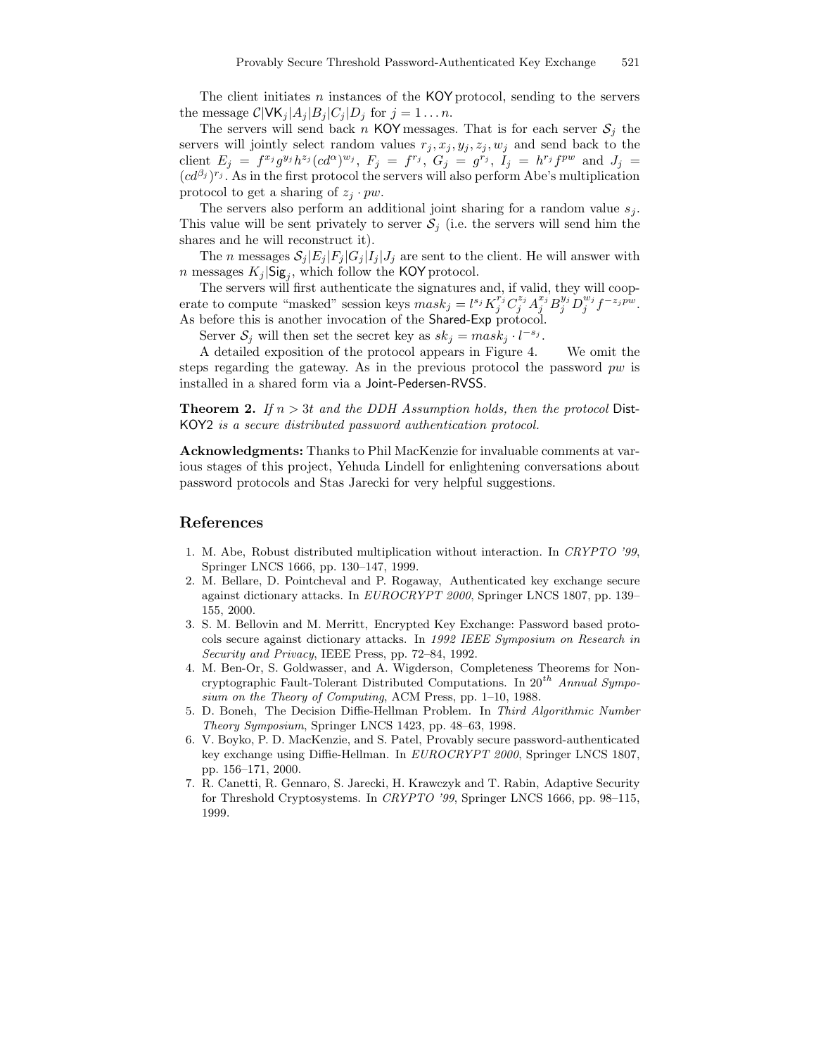The client initiates $n$ instances of the KOY protocol, sending to the servers the message $\mathcal{C}|\mathsf{VK}_j|A_j|B_j|C_j|D_j$ for $j = 1 \ldots n$.

The servers will send back $n$ KOY messages. That is for each server $\mathcal{S}_j$ the servers will jointly select random values $r_j, x_j, y_j, z_j, w_j$ and send back to the client $E_j = f^{x_j} g^{y_j} h^{z_j} (cd^{\alpha})^{w_j}$, $F_j = f^{r_j}$, $G_j = g^{r_j}$, $I_j = h^{r_j} f^{pw}$ and $J_j = (cd^{\beta_j})^{r_j}$. As in the first protocol the servers will also perform Abe's multiplication protocol to get a sharing of $z_j \cdot pw$.

The servers also perform an additional joint sharing for a random value $s_j$. This value will be sent privately to server $\mathcal{S}_j$ (i.e. the servers will send him the shares and he will reconstruct it).

The $n$ messages $\mathcal{S}_j|E_j|F_j|G_j|I_j|J_j$ are sent to the client. He will answer with $n$ messages $K_j|\mathsf{Sig}_j$, which follow the KOY protocol.

The servers will first authenticate the signatures and, if valid, they will cooperate to compute "masked" session keys $mask_j = l^{s_j} K_j^{r_j} C_j^{z_j} A_j^{x_j} B_j^{y_j} D_j^{w_j} f^{-z_j pw}$. As before this is another invocation of the Shared-Exp protocol.

Server $\mathcal{S}_j$ will then set the secret key as $sk_j = mask_j \cdot l^{-s_j}$.

A detailed exposition of the protocol appears in Figure 4. We omit the steps regarding the gateway. As in the previous protocol the password $pw$ is installed in a shared form via a Joint-Pedersen-RVSS.

**Theorem 2.** *If $n > 3t$ and the DDH Assumption holds, then the protocol* Dist-KOY2 *is a secure distributed password authentication protocol.*

**Acknowledgments:** Thanks to Phil MacKenzie for invaluable comments at various stages of this project, Yehuda Lindell for enlightening conversations about password protocols and Stas Jarecki for very helpful suggestions.

## References

1. M. Abe, Robust distributed multiplication without interaction. In *CRYPTO '99*, Springer LNCS 1666, pp. 130–147, 1999.
2. M. Bellare, D. Pointcheval and P. Rogaway, Authenticated key exchange secure against dictionary attacks. In *EUROCRYPT 2000*, Springer LNCS 1807, pp. 139–155, 2000.
3. S. M. Bellovin and M. Merritt, Encrypted Key Exchange: Password based protocols secure against dictionary attacks. In *1992 IEEE Symposium on Research in Security and Privacy*, IEEE Press, pp. 72–84, 1992.
4. M. Ben-Or, S. Goldwasser, and A. Wigderson, Completeness Theorems for Non-cryptographic Fault-Tolerant Distributed Computations. In $20^{th}$ *Annual Symposium on the Theory of Computing*, ACM Press, pp. 1–10, 1988.
5. D. Boneh, The Decision Diffie-Hellman Problem. In *Third Algorithmic Number Theory Symposium*, Springer LNCS 1423, pp. 48–63, 1998.
6. V. Boyko, P. D. MacKenzie, and S. Patel, Provably secure password-authenticated key exchange using Diffie-Hellman. In *EUROCRYPT 2000*, Springer LNCS 1807, pp. 156–171, 2000.
7. R. Canetti, R. Gennaro, S. Jarecki, H. Krawczyk and T. Rabin, Adaptive Security for Threshold Cryptosystems. In *CRYPTO '99*, Springer LNCS 1666, pp. 98–115, 1999.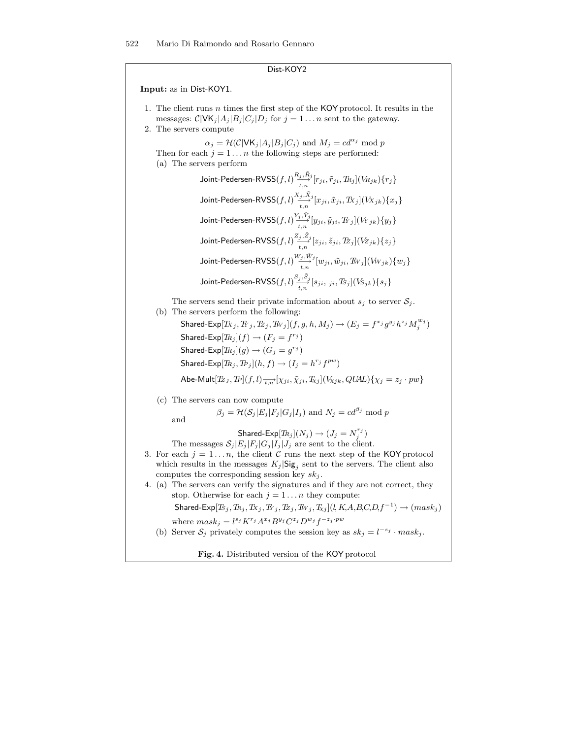Dist-KOY2

**Input:** as in Dist-KOY1.

1. The client runs $n$ times the first step of the KOY protocol. It results in the messages: $\mathcal{C}|\mathsf{VK}_j|A_j|B_j|C_j|D_j$ for $j = 1 \ldots n$ sent to the gateway.
2. The servers compute

$$\alpha_j = \mathcal{H}(\mathcal{C}|\mathsf{VK}_j|A_j|B_j|C_j) \text{ and } M_j = cd^{\alpha_j} \bmod p$$

Then for each $j = 1 \ldots n$ the following steps are performed:

   (a) The servers perform

$$\mathsf{Joint\text{-}Pedersen\text{-}RVSS}(f,l) \overset{R_j,\tilde{R}_j}{\underset{t,n}{\longrightarrow}} [r_{ji}, \tilde{r}_{ji}, T_{R_j}](V_{R_{jk}})\{r_j\}$$

$$\mathsf{Joint\text{-}Pedersen\text{-}RVSS}(f,l) \overset{X_j,\tilde{X}_j}{\underset{t,n}{\longrightarrow}} [x_{ji}, \tilde{x}_{ji}, T_{X_j}](V_{X_{jk}})\{x_j\}$$

$$\mathsf{Joint\text{-}Pedersen\text{-}RVSS}(f,l) \overset{Y_j,\tilde{Y}_j}{\underset{t,n}{\longrightarrow}} [y_{ji}, \tilde{y}_{ji}, T_{Y_j}](V_{Y_{jk}})\{y_j\}$$

$$\mathsf{Joint\text{-}Pedersen\text{-}RVSS}(f,l) \overset{Z_j,\tilde{Z}_j}{\underset{t,n}{\longrightarrow}} [z_{ji}, \tilde{z}_{ji}, T_{Z_j}](V_{Z_{jk}})\{z_j\}$$

$$\mathsf{Joint\text{-}Pedersen\text{-}RVSS}(f,l) \overset{W_j,\tilde{W}_j}{\underset{t,n}{\longrightarrow}} [w_{ji}, \tilde{w}_{ji}, T_{W_j}](V_{W_{jk}})\{w_j\}$$

$$\mathsf{Joint\text{-}Pedersen\text{-}RVSS}(f,l) \overset{S_j,\tilde{S}_j}{\underset{t,n}{\longrightarrow}} [s_{ji}, {}_{ji}, T_{S_j}](V_{S_{jk}})\{s_j\}$$

   The servers send their private information about $s_j$ to server $\mathcal{S}_j$.

   (b) The servers perform the following:

   $\mathsf{Shared\text{-}Exp}[T_{X_j}, T_{Y_j}, T_{Z_j}, T_{W_j}](f, g, h, M_j) \rightarrow (E_j = f^{x_j} g^{y_j} h^{z_j} M_j^{w_j})$

   $\mathsf{Shared\text{-}Exp}[T_{R_j}](f) \rightarrow (F_j = f^{r_j})$

   $\mathsf{Shared\text{-}Exp}[T_{R_j}](g) \rightarrow (G_j = g^{r_j})$

   $\mathsf{Shared\text{-}Exp}[T_{R_j}, T_P](h, f) \rightarrow (I_j = h^{r_j} f^{pw})$

   $\mathsf{Abe\text{-}Mult}[T_{Z_J}, T_P](f, l) \underset{t,n}{\longrightarrow} [\chi_{ji}, \tilde{\chi}_{ji}, T_{\chi_j}](V_{\chi_{jk}}, QUAL)\{\chi_j = z_j \cdot pw\}$

   (c) The servers can now compute

$$\beta_j = \mathcal{H}(\mathcal{S}_j|E_j|F_j|G_j|I_j) \text{ and } N_j = cd^{\beta_j} \bmod p$$

   and

$$\mathsf{Shared\text{-}Exp}[T_{R_j}](N_j) \rightarrow (J_j = N_j^{r_j})$$

   The messages $\mathcal{S}_j|E_j|F_j|G_j|I_j|J_j$ are sent to the client.

3. For each $j = 1 \ldots n$, the client $\mathcal{C}$ runs the next step of the KOY protocol which results in the messages $K_j|\mathsf{Sig}_j$ sent to the servers. The client also computes the corresponding session key $sk_j$.
4. (a) The servers can verify the signatures and if they are not correct, they stop. Otherwise for each $j = 1 \ldots n$ they compute:

   $\mathsf{Shared\text{-}Exp}[T_{S_j}, T_{R_j}, T_{X_j}, T_{Y_j}, T_{Z_j}, T_{W_j}, T_{\chi_j}](l, K, A, B, C, D, f^{-1}) \rightarrow (mask_j)$

   where $mask_j = l^{s_j} K^{r_j} A^{x_j} B^{y_j} C^{z_j} D^{w_j} f^{-z_j \cdot pw}$

   (b) Server $\mathcal{S}_j$ privately computes the session key as $sk_j = l^{-s_j} \cdot mask_j$.

**Fig. 4.** Distributed version of the KOY protocol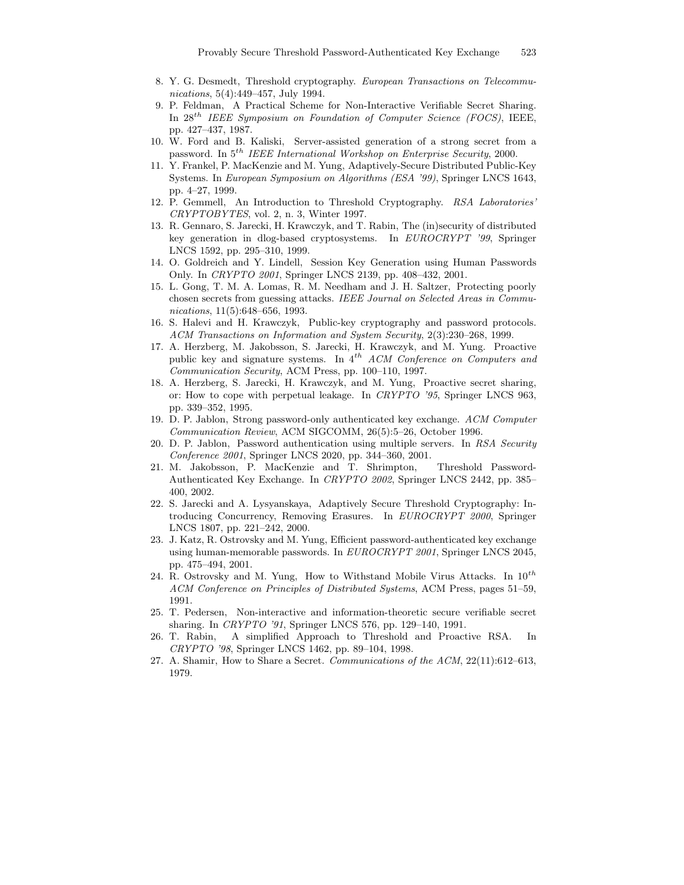8. Y. G. Desmedt, Threshold cryptography. *European Transactions on Telecommunications*, 5(4):449–457, July 1994.
9. P. Feldman, A Practical Scheme for Non-Interactive Verifiable Secret Sharing. In $28^{th}$ *IEEE Symposium on Foundation of Computer Science (FOCS)*, IEEE, pp. 427–437, 1987.
10. W. Ford and B. Kaliski, Server-assisted generation of a strong secret from a password. In $5^{th}$ *IEEE International Workshop on Enterprise Security*, 2000.
11. Y. Frankel, P. MacKenzie and M. Yung, Adaptively-Secure Distributed Public-Key Systems. In *European Symposium on Algorithms (ESA '99)*, Springer LNCS 1643, pp. 4–27, 1999.
12. P. Gemmell, An Introduction to Threshold Cryptography. *RSA Laboratories' CRYPTOBYTES*, vol. 2, n. 3, Winter 1997.
13. R. Gennaro, S. Jarecki, H. Krawczyk, and T. Rabin, The (in)security of distributed key generation in dlog-based cryptosystems. In *EUROCRYPT '99*, Springer LNCS 1592, pp. 295–310, 1999.
14. O. Goldreich and Y. Lindell, Session Key Generation using Human Passwords Only. In *CRYPTO 2001*, Springer LNCS 2139, pp. 408–432, 2001.
15. L. Gong, T. M. A. Lomas, R. M. Needham and J. H. Saltzer, Protecting poorly chosen secrets from guessing attacks. *IEEE Journal on Selected Areas in Communications*, 11(5):648–656, 1993.
16. S. Halevi and H. Krawczyk, Public-key cryptography and password protocols. *ACM Transactions on Information and System Security*, 2(3):230–268, 1999.
17. A. Herzberg, M. Jakobsson, S. Jarecki, H. Krawczyk, and M. Yung. Proactive public key and signature systems. In $4^{th}$ *ACM Conference on Computers and Communication Security*, ACM Press, pp. 100–110, 1997.
18. A. Herzberg, S. Jarecki, H. Krawczyk, and M. Yung, Proactive secret sharing, or: How to cope with perpetual leakage. In *CRYPTO '95*, Springer LNCS 963, pp. 339–352, 1995.
19. D. P. Jablon, Strong password-only authenticated key exchange. *ACM Computer Communication Review*, ACM SIGCOMM, 26(5):5–26, October 1996.
20. D. P. Jablon, Password authentication using multiple servers. In *RSA Security Conference 2001*, Springer LNCS 2020, pp. 344–360, 2001.
21. M. Jakobsson, P. MacKenzie and T. Shrimpton, Threshold Password-Authenticated Key Exchange. In *CRYPTO 2002*, Springer LNCS 2442, pp. 385–400, 2002.
22. S. Jarecki and A. Lysyanskaya, Adaptively Secure Threshold Cryptography: Introducing Concurrency, Removing Erasures. In *EUROCRYPT 2000*, Springer LNCS 1807, pp. 221–242, 2000.
23. J. Katz, R. Ostrovsky and M. Yung, Efficient password-authenticated key exchange using human-memorable passwords. In *EUROCRYPT 2001*, Springer LNCS 2045, pp. 475–494, 2001.
24. R. Ostrovsky and M. Yung, How to Withstand Mobile Virus Attacks. In $10^{th}$ *ACM Conference on Principles of Distributed Systems*, ACM Press, pages 51–59, 1991.
25. T. Pedersen, Non-interactive and information-theoretic secure verifiable secret sharing. In *CRYPTO '91*, Springer LNCS 576, pp. 129–140, 1991.
26. T. Rabin, A simplified Approach to Threshold and Proactive RSA. In *CRYPTO '98*, Springer LNCS 1462, pp. 89–104, 1998.
27. A. Shamir, How to Share a Secret. *Communications of the ACM*, 22(11):612–613, 1979.